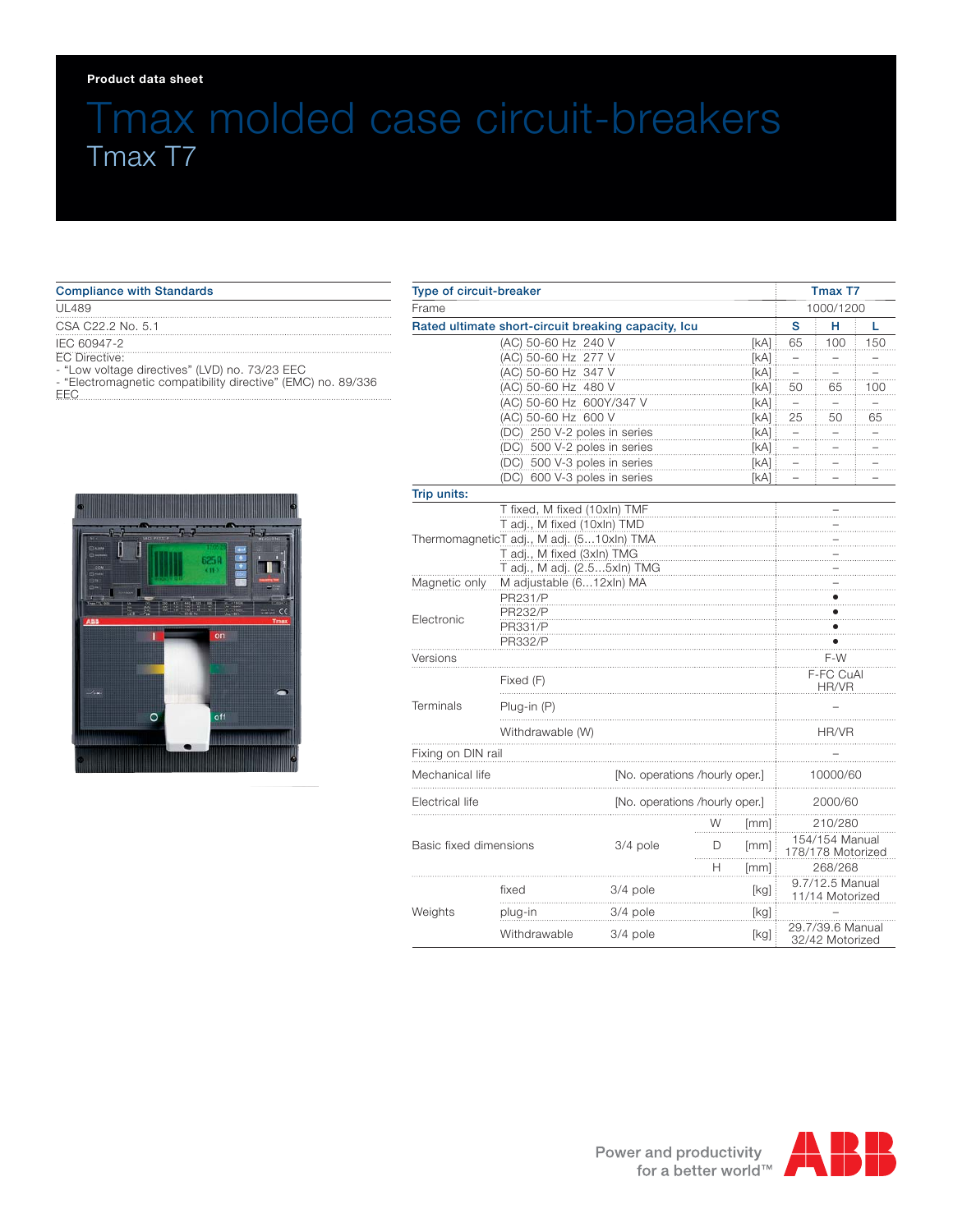Product data sheet

# Tmax molded case circuit-breakers

## Tmax T7

| Compliance with Standards |
|---|
| UL489 |
| CSA C22.2 No. 5.1 |
| IEC 60947-2 |
| EC Directive:<br>- “Low voltage directives” (LVD) no. 73/23 EEC<br>- “Electromagnetic compatibility directive” (EMC) no. 89/336 EEC |

| Type of circuit-breaker | | | | Tmax T7 | | |
|---|---|---|---|---|---|---|
| Frame | | | | 1000/1200 | | |
| Rated ultimate short-circuit breaking capacity, Icu | | | | S | H | L |
| | (AC) 50-60 Hz 240 V | | [kA] | 65 | 100 | 150 |
| | (AC) 50-60 Hz 277 V | | [kA] | – | – | – |
| | (AC) 50-60 Hz 347 V | | [kA] | – | – | – |
| | (AC) 50-60 Hz 480 V | | [kA] | 50 | 65 | 100 |
| | (AC) 50-60 Hz 600Y/347 V | | [kA] | – | – | – |
| | (AC) 50-60 Hz 600 V | | [kA] | 25 | 50 | 65 |
| | (DC) 250 V-2 poles in series | | [kA] | – | – | – |
| | (DC) 500 V-2 poles in series | | [kA] | – | – | – |
| | (DC) 500 V-3 poles in series | | [kA] | – | – | – |
| | (DC) 600 V-3 poles in series | | [kA] | – | – | – |
| Trip units: | | | | | | |
| Thermomagnetic | T fixed, M fixed (10xIn) TMF | | | – | | |
| | T adj., M fixed (10xIn) TMD | | | – | | |
| | T adj., M adj. (5...10xIn) TMA | | | – | | |
| | T adj., M fixed (3xIn) TMG | | | – | | |
| | T adj., M adj. (2.5...5xIn) TMG | | | – | | |
| Magnetic only | M adjustable (6...12xIn) MA | | | – | | |
| Electronic | PR231/P | | | • | | |
| | PR232/P | | | • | | |
| | PR331/P | | | • | | |
| | PR332/P | | | • | | |
| Versions | | | | F-W | | |
| Terminals | Fixed (F) | | | F-FC CuAl HR/VR | | |
| | Plug-in (P) | | | – | | |
| | Withdrawable (W) | | | HR/VR | | |
| Fixing on DIN rail | | | | – | | |
| Mechanical life | | [No. operations /hourly oper.] | | 10000/60 | | |
| Electrical life | | [No. operations /hourly oper.] | | 2000/60 | | |
| Basic fixed dimensions | | 3/4 pole W | [mm] | 210/280 | | |
| | | 3/4 pole D | [mm] | 154/154 Manual<br>178/178 Motorized | | |
| | | 3/4 pole H | [mm] | 268/268 | | |
| Weights | fixed | 3/4 pole | [kg] | 9.7/12.5 Manual<br>11/14 Motorized | | |
| | plug-in | 3/4 pole | [kg] | – | | |
| | Withdrawable | 3/4 pole | [kg] | 29.7/39.6 Manual<br>32/42 Motorized | | |

Power and productivity for a better world™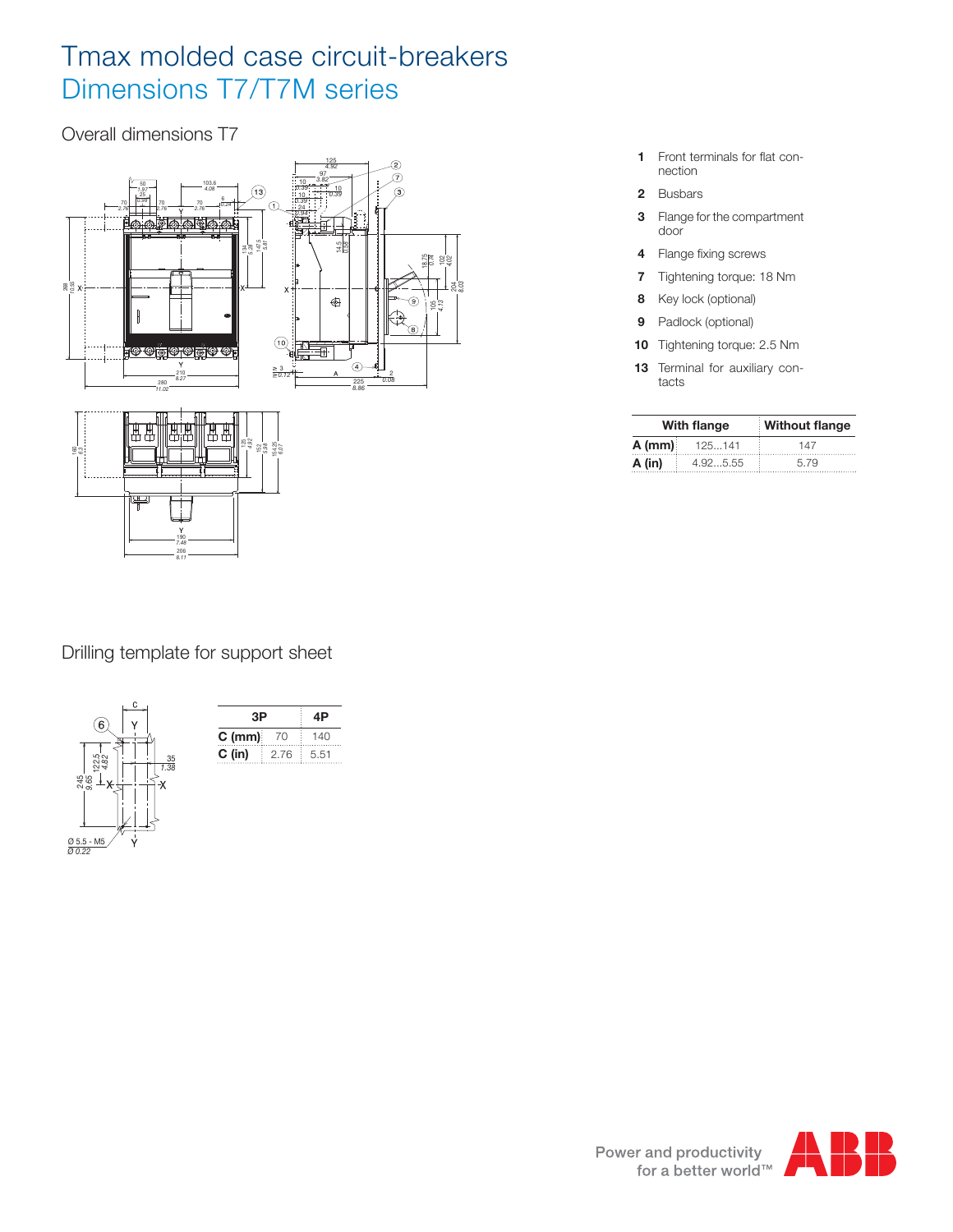# Tmax molded case circuit-breakers

## Dimensions T7/T7M series

### Overall dimensions T7

**1** Front terminals for flat connection

**2** Busbars

**3** Flange for the compartment door

**4** Flange fixing screws

**7** Tightening torque: 18 Nm

**8** Key lock (optional)

**9** Padlock (optional)

**10** Tightening torque: 2.5 Nm

**13** Terminal for auxiliary contacts

| | With flange | Without flange |
|---|---|---|
| **A (mm)** | 125...141 | 147 |
| **A (in)** | 4.92...5.55 | 5.79 |

### Drilling template for support sheet

| | 3P | 4P |
|---|---|---|
| **C (mm)** | 70 | 140 |
| **C (in)** | 2.76 | 5.51 |

Power and productivity for a better world™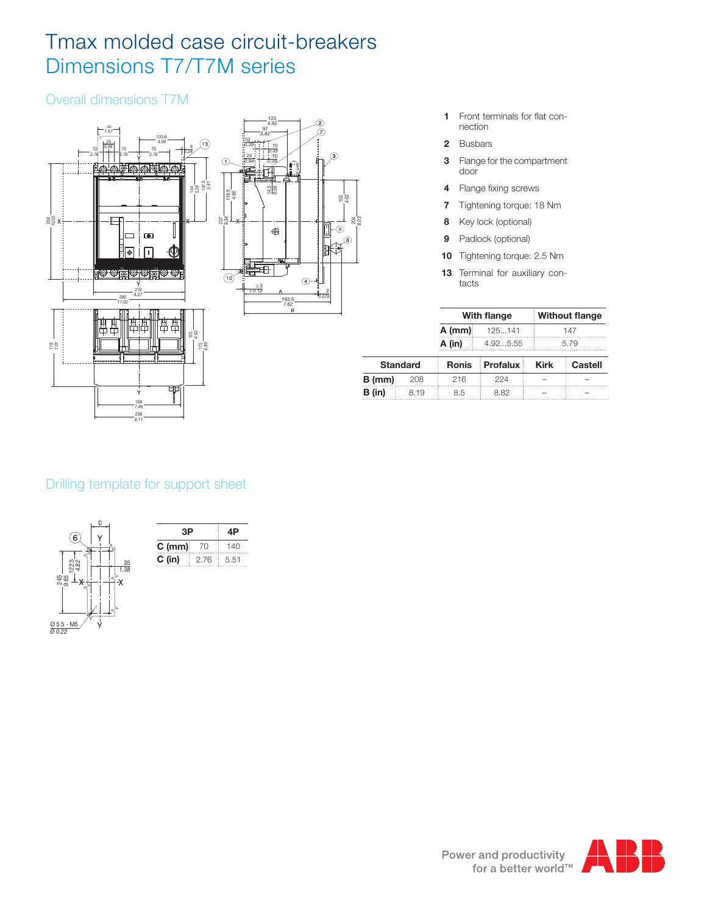# Tmax molded case circuit-breakers
## Dimensions T7/T7M series

### Overall dimensions T7M

1. Front terminals for flat connection
2. Busbars
3. Flange for the compartment door
4. Flange fixing screws
7. Tightening torque: 18 Nm
8. Key lock (optional)
9. Padlock (optional)
10. Tightening torque: 2.5 Nm
13. Terminal for auxiliary contacts

| | With flange | Without flange |
|---|---|---|
| A (mm) | 125...141 | 147 |
| A (in) | 4.92...5.55 | 5.79 |

| | Standard | Ronis | Profalux | Kirk | Castell |
|---|---|---|---|---|---|
| B (mm) | 208 | 216 | 224 | – | – |
| B (in) | 8.19 | 8.5 | 8.82 | – | – |

### Drilling template for support sheet

| | 3P | 4P |
|---|---|---|
| C (mm) | 70 | 140 |
| C (in) | 2.76 | 5.51 |

Power and productivity for a better world™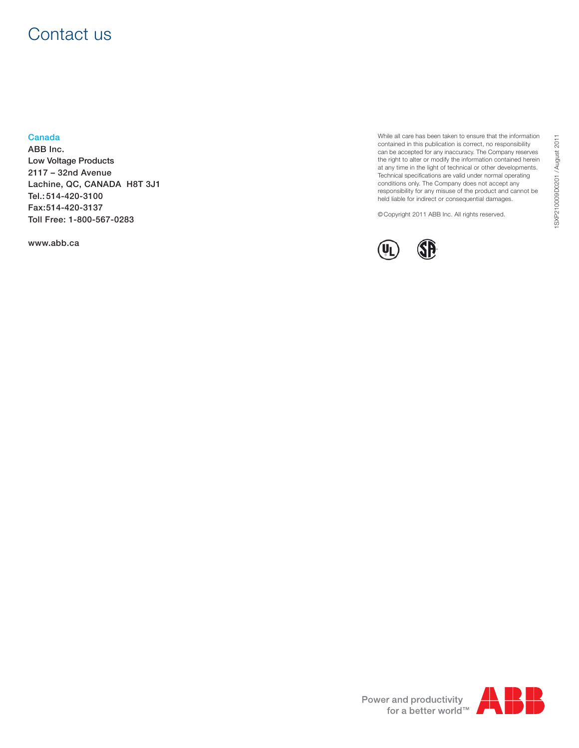# Contact us

**Canada**

ABB Inc.
Low Voltage Products
2117 – 32nd Avenue
Lachine, QC, CANADA H8T 3J1
Tel.: 514-420-3100
Fax: 514-420-3137
Toll Free: 1-800-567-0283

www.abb.ca

While all care has been taken to ensure that the information contained in this publication is correct, no responsibility can be accepted for any inaccuracy. The Company reserves the right to alter or modify the information contained herein at any time in the light of technical or other developments. Technical specifications are valid under normal operating conditions only. The Company does not accept any responsibility for any misuse of the product and cannot be held liable for indirect or consequential damages.

© Copyright 2011 ABB Inc. All rights reserved.

1SXP210009D0201 / August 2011

Power and productivity
for a better world™